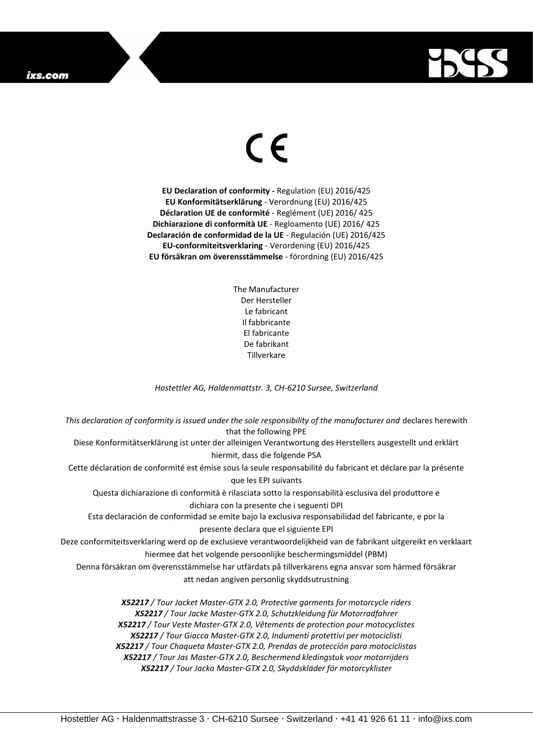CE

**EU Declaration of conformity -** Regulation (EU) 2016/425
**EU Konformitätserklärung** - Verordnung (EU) 2016/425
**Déclaration UE de conformité** - Reglément (UE) 2016/ 425
**Dichiarazione di conformità UE** - Regloamento (UE) 2016/ 425
**Declaración de conformidad de la UE** - Regulación (UE) 2016/425
**EU-conformiteitsverklaring** - Verordening (EU) 2016/425
**EU försäkran om överensstämmelse** - förordning (EU) 2016/425

The Manufacturer
Der Hersteller
Le fabricant
Il fabbricante
El fabricante
De fabrikant
Tillverkare

*Hostettler AG, Haldenmattstr. 3, CH-6210 Sursee, Switzerland*

*This declaration of conformity is issued under the sole responsibility of the manufacturer and* declares herewith that the following PPE
Diese Konformitätserklärung ist unter der alleinigen Verantwortung des Herstellers ausgestellt und erklärt hiermit, dass die folgende PSA
Cette déclaration de conformité est émise sous la seule responsabilité du fabricant et déclare par la présente que les EPI suivants
Questa dichiarazione di conformità è rilasciata sotto la responsabilità esclusiva del produttore e dichiara con la presente che i seguenti DPI
Esta declaración de conformidad se emite bajo la exclusiva responsabilidad del fabricante, e por la presente declara que el siguiente EPI
Deze conformiteitsverklaring werd op de exclusieve verantwoordelijkheid van de fabrikant uitgereikt en verklaart hiermee dat het volgende persoonlijke beschermingsmiddel (PBM)
Denna försäkran om överensstämmelse har utfärdats på tillverkarens egna ansvar som härmed försäkrar att nedan angiven personlig skyddsutrustning

***X52217** / Tour Jacket Master-GTX 2.0, Protective garments for motorcycle riders*
***X52217** / Tour Jacke Master-GTX 2.0, Schutzkleidung für Motorradfahrer*
***X52217** / Tour Veste Master-GTX 2.0, Vêtements de protection pour motocyclistes*
***X52217** / Tour Giacca Master-GTX 2.0, Indumenti protettivi per motociclisti*
***X52217** / Tour Chaqueta Master-GTX 2.0, Prendas de protección para motociclistas*
***X52217** / Tour Jas Master-GTX 2.0, Beschermend kledingstuk voor motorrijders*
***X52217** / Tour Jacka Master-GTX 2.0, Skyddskläder för motorcyklister*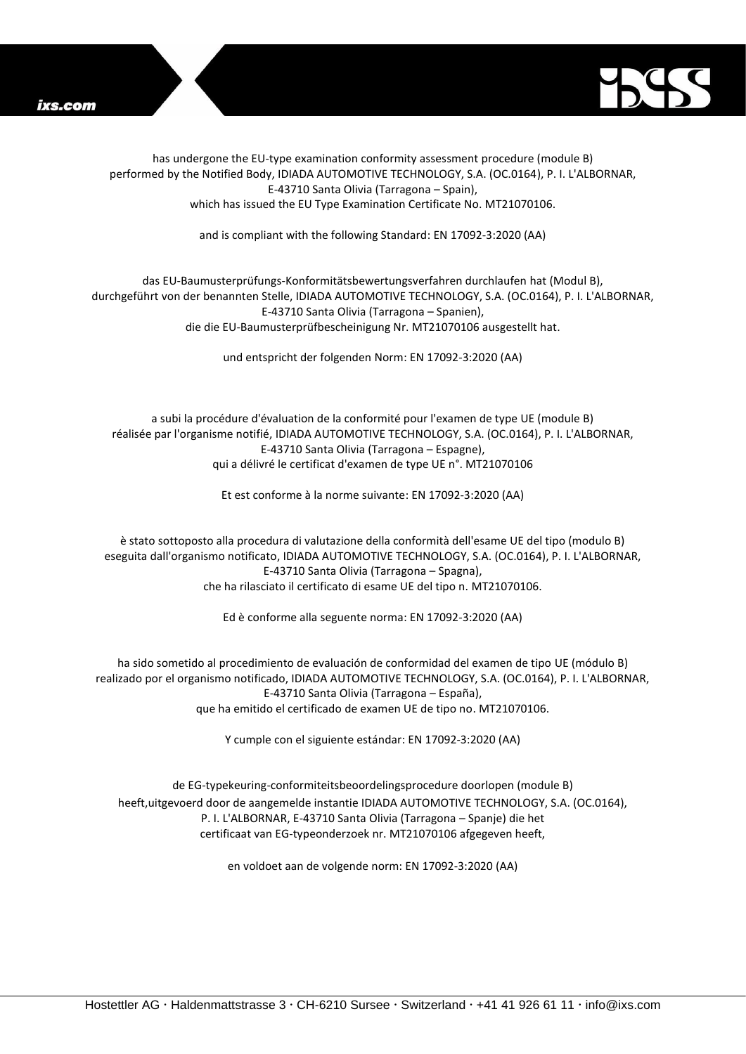has undergone the EU-type examination conformity assessment procedure (module B)
performed by the Notified Body, IDIADA AUTOMOTIVE TECHNOLOGY, S.A. (OC.0164), P. I. L'ALBORNAR,
E-43710 Santa Olivia (Tarragona – Spain),
which has issued the EU Type Examination Certificate No. MT21070106.

and is compliant with the following Standard: EN 17092-3:2020 (AA)

das EU-Baumusterprüfungs-Konformitätsbewertungsverfahren durchlaufen hat (Modul B),
durchgeführt von der benannten Stelle, IDIADA AUTOMOTIVE TECHNOLOGY, S.A. (OC.0164), P. I. L'ALBORNAR,
E-43710 Santa Olivia (Tarragona – Spanien),
die die EU-Baumusterprüfbescheinigung Nr. MT21070106 ausgestellt hat.

und entspricht der folgenden Norm: EN 17092-3:2020 (AA)

a subi la procédure d'évaluation de la conformité pour l'examen de type UE (module B)
réalisée par l'organisme notifié, IDIADA AUTOMOTIVE TECHNOLOGY, S.A. (OC.0164), P. I. L'ALBORNAR,
E-43710 Santa Olivia (Tarragona – Espagne),
qui a délivré le certificat d'examen de type UE n°. MT21070106

Et est conforme à la norme suivante: EN 17092-3:2020 (AA)

è stato sottoposto alla procedura di valutazione della conformità dell'esame UE del tipo (modulo B)
eseguita dall'organismo notificato, IDIADA AUTOMOTIVE TECHNOLOGY, S.A. (OC.0164), P. I. L'ALBORNAR,
E-43710 Santa Olivia (Tarragona – Spagna),
che ha rilasciato il certificato di esame UE del tipo n. MT21070106.

Ed è conforme alla seguente norma: EN 17092-3:2020 (AA)

ha sido sometido al procedimiento de evaluación de conformidad del examen de tipo UE (módulo B)
realizado por el organismo notificado, IDIADA AUTOMOTIVE TECHNOLOGY, S.A. (OC.0164), P. I. L'ALBORNAR,
E-43710 Santa Olivia (Tarragona – España),
que ha emitido el certificado de examen UE de tipo no. MT21070106.

Y cumple con el siguiente estándar: EN 17092-3:2020 (AA)

de EG-typekeuring-conformiteitsbeoordelingsprocedure doorlopen (module B)
heeft,uitgevoerd door de aangemelde instantie IDIADA AUTOMOTIVE TECHNOLOGY, S.A. (OC.0164),
P. I. L'ALBORNAR, E-43710 Santa Olivia (Tarragona – Spanje) die het
certificaat van EG-typeonderzoek nr. MT21070106 afgegeven heeft,

en voldoet aan de volgende norm: EN 17092-3:2020 (AA)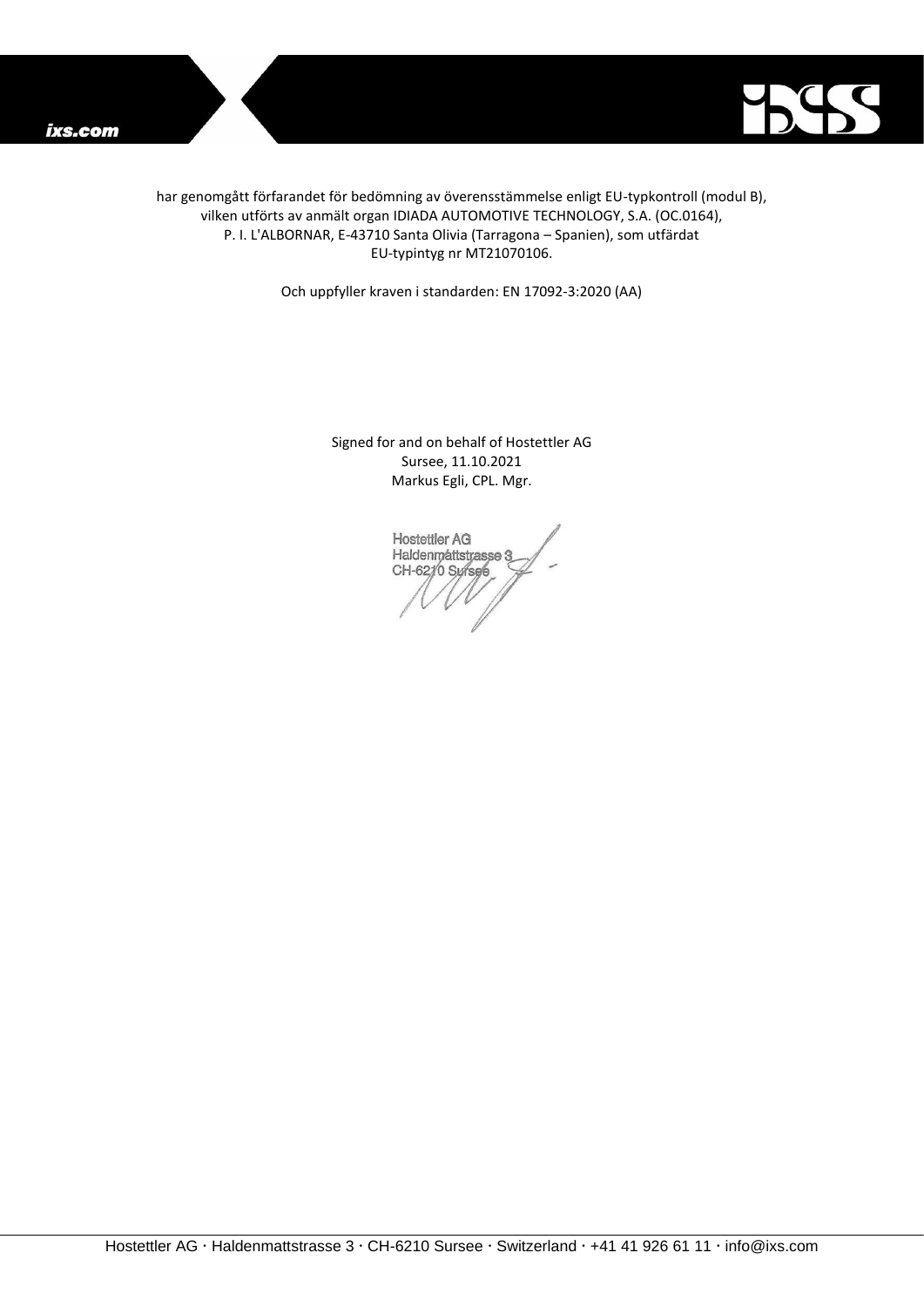har genomgått förfarandet för bedömning av överensstämmelse enligt EU-typkontroll (modul B), vilken utförts av anmält organ IDIADA AUTOMOTIVE TECHNOLOGY, S.A. (OC.0164), P. I. L'ALBORNAR, E-43710 Santa Olivia (Tarragona – Spanien), som utfärdat EU-typintyg nr MT21070106.

Och uppfyller kraven i standarden: EN 17092-3:2020 (AA)

Signed for and on behalf of Hostettler AG
Sursee, 11.10.2021
Markus Egli, CPL. Mgr.

Hostettler AG
Haldenmattstrasse 3
CH-6210 Sursee